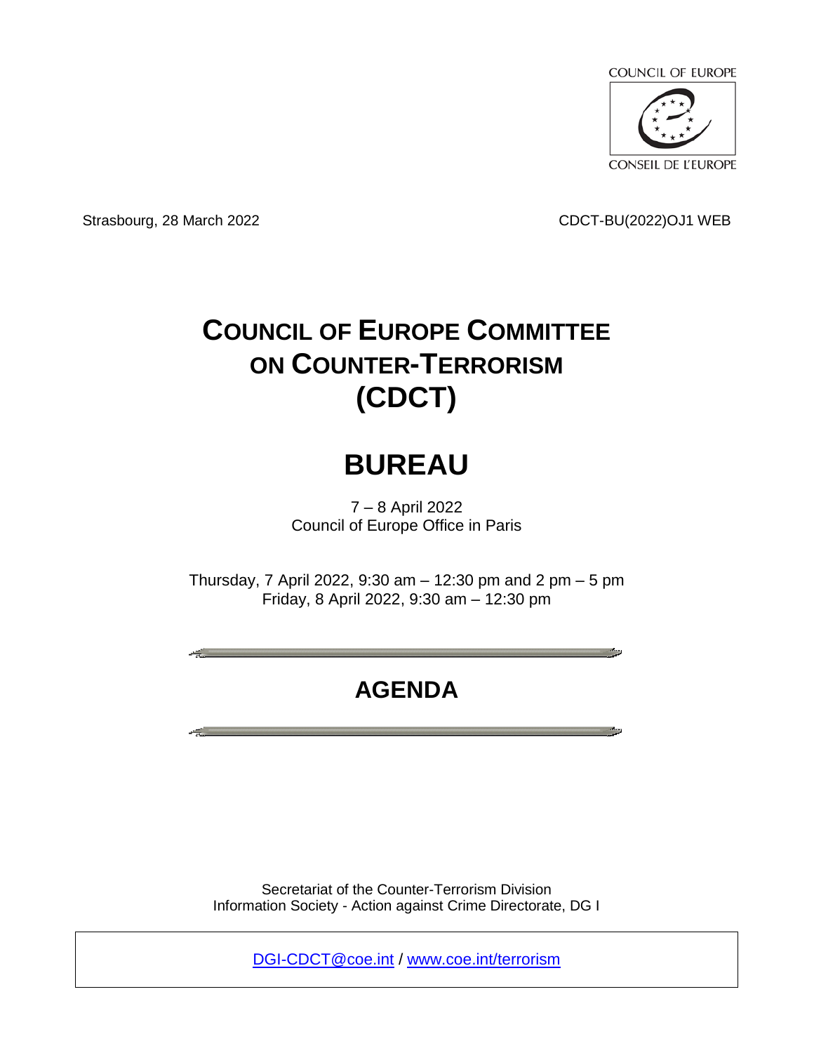COUNCIL OF EUROPE

CONSEIL DE L'EUROPE

Strasbourg, 28 March 2022

CDCT-BU(2022)OJ1 WEB

# COUNCIL OF EUROPE COMMITTEE ON COUNTER-TERRORISM (CDCT)

# BUREAU

7 – 8 April 2022
Council of Europe Office in Paris

Thursday, 7 April 2022, 9:30 am – 12:30 pm and 2 pm – 5 pm
Friday, 8 April 2022, 9:30 am – 12:30 pm

## AGENDA

Secretariat of the Counter-Terrorism Division
Information Society - Action against Crime Directorate, DG I

DGI-CDCT@coe.int / www.coe.int/terrorism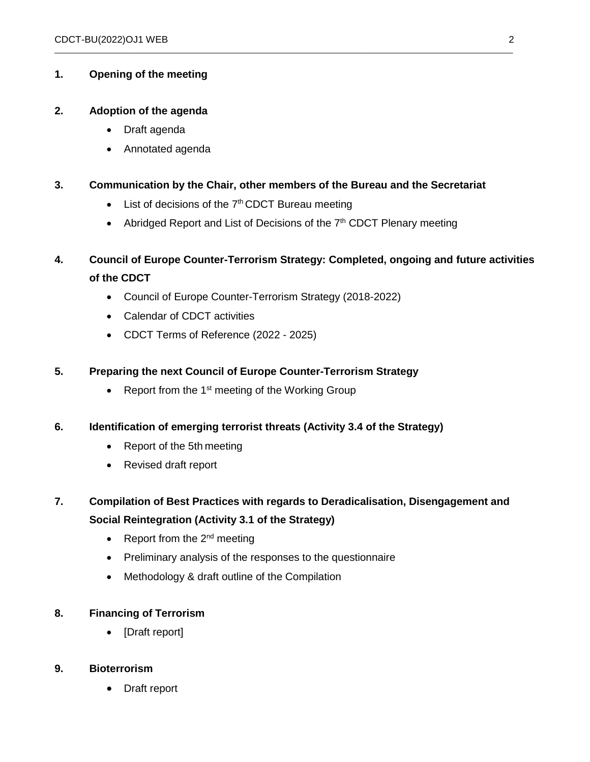**1. Opening of the meeting**

**2. Adoption of the agenda**

- Draft agenda
- Annotated agenda

**3. Communication by the Chair, other members of the Bureau and the Secretariat**

- List of decisions of the 7th CDCT Bureau meeting
- Abridged Report and List of Decisions of the 7th CDCT Plenary meeting

**4. Council of Europe Counter-Terrorism Strategy: Completed, ongoing and future activities of the CDCT**

- Council of Europe Counter-Terrorism Strategy (2018-2022)
- Calendar of CDCT activities
- CDCT Terms of Reference (2022 - 2025)

**5. Preparing the next Council of Europe Counter-Terrorism Strategy**

- Report from the 1st meeting of the Working Group

**6. Identification of emerging terrorist threats (Activity 3.4 of the Strategy)**

- Report of the 5th meeting
- Revised draft report

**7. Compilation of Best Practices with regards to Deradicalisation, Disengagement and Social Reintegration (Activity 3.1 of the Strategy)**

- Report from the 2nd meeting
- Preliminary analysis of the responses to the questionnaire
- Methodology & draft outline of the Compilation

**8. Financing of Terrorism**

- [Draft report]

**9. Bioterrorism**

- Draft report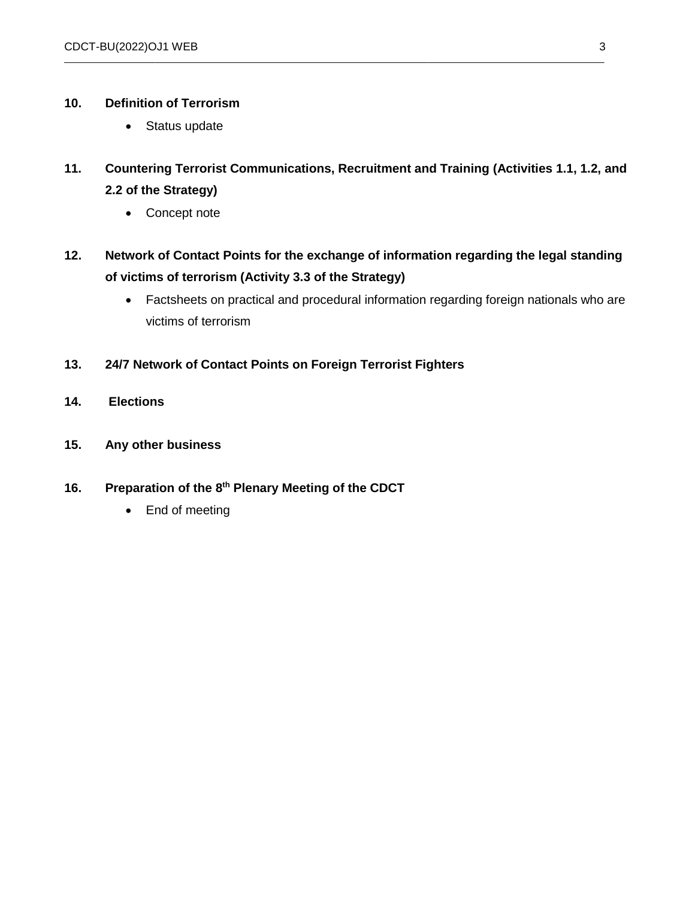**10. Definition of Terrorism**

- Status update

**11. Countering Terrorist Communications, Recruitment and Training (Activities 1.1, 1.2, and 2.2 of the Strategy)**

- Concept note

**12. Network of Contact Points for the exchange of information regarding the legal standing of victims of terrorism (Activity 3.3 of the Strategy)**

- Factsheets on practical and procedural information regarding foreign nationals who are victims of terrorism

**13. 24/7 Network of Contact Points on Foreign Terrorist Fighters**

**14. Elections**

**15. Any other business**

**16. Preparation of the 8th Plenary Meeting of the CDCT**

- End of meeting